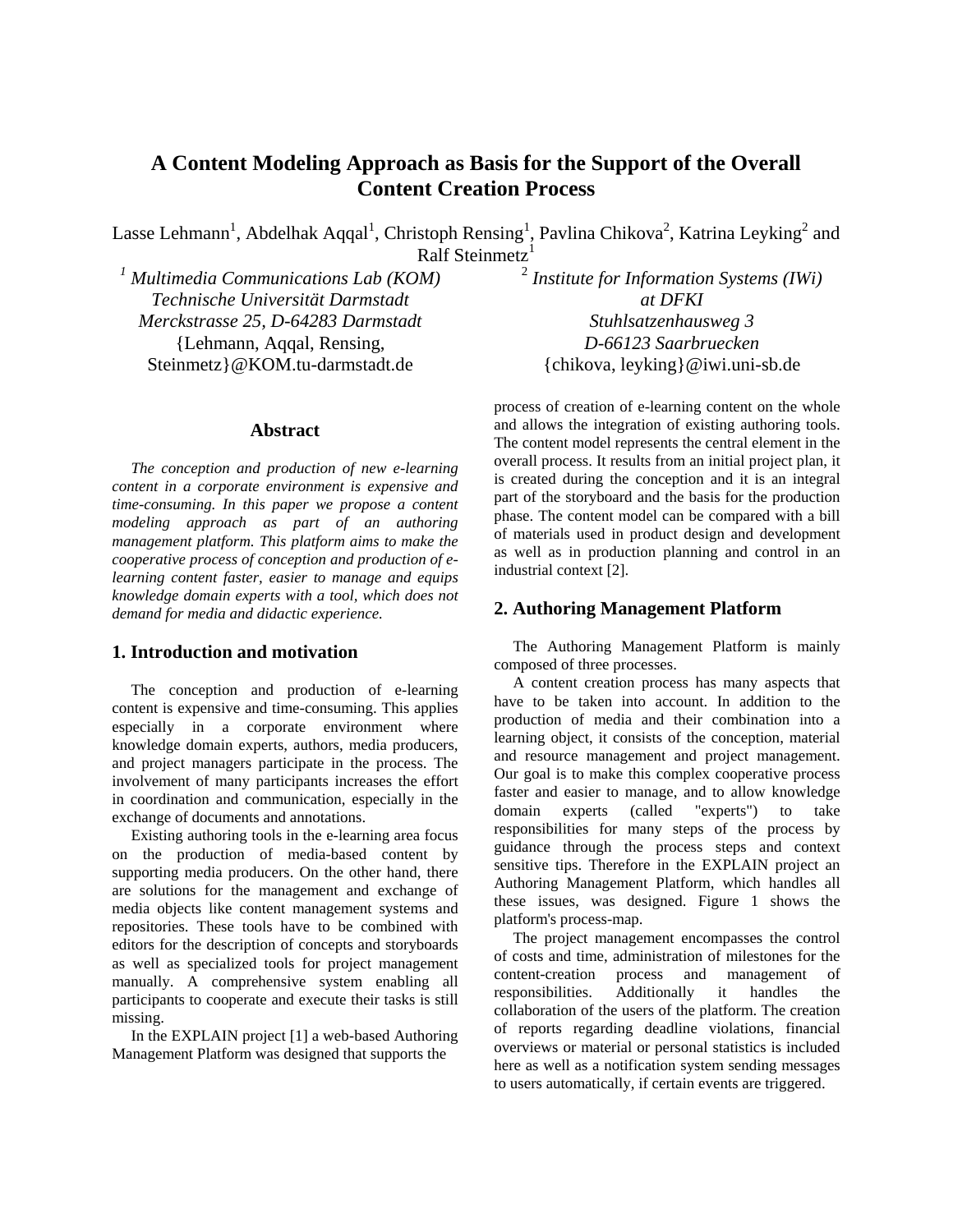# A Content Modeling Approach as Basis for the Support of the Overall Content Creation Process

Lasse Lehmann[1], Abdelhak Aqqal[1], Christoph Rensing[1], Pavlina Chikova[2], Katrina Leyking[2] and Ralf Steinmetz[1]

[1] *Multimedia Communications Lab (KOM)*
*Technische Universität Darmstadt*
*Merckstrasse 25, D-64283 Darmstadt*
{Lehmann, Aqqal, Rensing, Steinmetz}@KOM.tu-darmstadt.de

[2] *Institute for Information Systems (IWi) at DFKI*
*Stuhlsatzenhausweg 3*
*D-66123 Saarbruecken*
{chikova, leyking}@iwi.uni-sb.de

## Abstract

*The conception and production of new e-learning content in a corporate environment is expensive and time-consuming. In this paper we propose a content modeling approach as part of an authoring management platform. This platform aims to make the cooperative process of conception and production of e-learning content faster, easier to manage and equips knowledge domain experts with a tool, which does not demand for media and didactic experience.*

## 1. Introduction and motivation

The conception and production of e-learning content is expensive and time-consuming. This applies especially in a corporate environment where knowledge domain experts, authors, media producers, and project managers participate in the process. The involvement of many participants increases the effort in coordination and communication, especially in the exchange of documents and annotations.

Existing authoring tools in the e-learning area focus on the production of media-based content by supporting media producers. On the other hand, there are solutions for the management and exchange of media objects like content management systems and repositories. These tools have to be combined with editors for the description of concepts and storyboards as well as specialized tools for project management manually. A comprehensive system enabling all participants to cooperate and execute their tasks is still missing.

In the EXPLAIN project [1] a web-based Authoring Management Platform was designed that supports the process of creation of e-learning content on the whole and allows the integration of existing authoring tools. The content model represents the central element in the overall process. It results from an initial project plan, it is created during the conception and it is an integral part of the storyboard and the basis for the production phase. The content model can be compared with a bill of materials used in product design and development as well as in production planning and control in an industrial context [2].

## 2. Authoring Management Platform

The Authoring Management Platform is mainly composed of three processes.

A content creation process has many aspects that have to be taken into account. In addition to the production of media and their combination into a learning object, it consists of the conception, material and resource management and project management. Our goal is to make this complex cooperative process faster and easier to manage, and to allow knowledge domain experts (called "experts") to take responsibilities for many steps of the process by guidance through the process steps and context sensitive tips. Therefore in the EXPLAIN project an Authoring Management Platform, which handles all these issues, was designed. Figure 1 shows the platform's process-map.

The project management encompasses the control of costs and time, administration of milestones for the content-creation process and management of responsibilities. Additionally it handles the collaboration of the users of the platform. The creation of reports regarding deadline violations, financial overviews or material or personal statistics is included here as well as a notification system sending messages to users automatically, if certain events are triggered.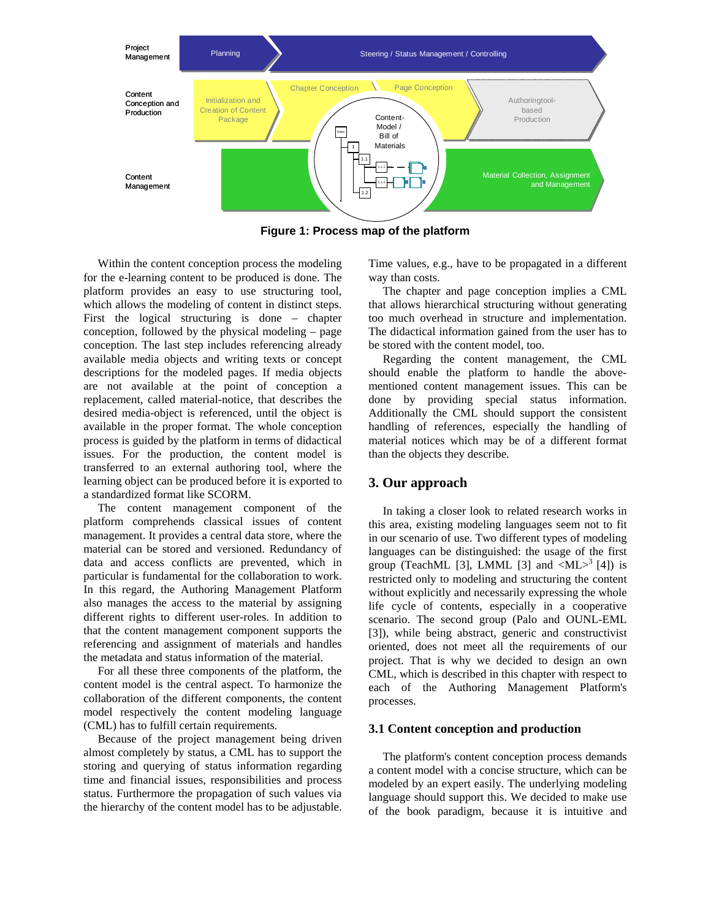Figure 1: Process map of the platform

Within the content conception process the modeling for the e-learning content to be produced is done. The platform provides an easy to use structuring tool, which allows the modeling of content in distinct steps. First the logical structuring is done – chapter conception, followed by the physical modeling – page conception. The last step includes referencing already available media objects and writing texts or concept descriptions for the modeled pages. If media objects are not available at the point of conception a replacement, called material-notice, that describes the desired media-object is referenced, until the object is available in the proper format. The whole conception process is guided by the platform in terms of didactical issues. For the production, the content model is transferred to an external authoring tool, where the learning object can be produced before it is exported to a standardized format like SCORM.

The content management component of the platform comprehends classical issues of content management. It provides a central data store, where the material can be stored and versioned. Redundancy of data and access conflicts are prevented, which in particular is fundamental for the collaboration to work. In this regard, the Authoring Management Platform also manages the access to the material by assigning different rights to different user-roles. In addition to that the content management component supports the referencing and assignment of materials and handles the metadata and status information of the material.

For all these three components of the platform, the content model is the central aspect. To harmonize the collaboration of the different components, the content model respectively the content modeling language (CML) has to fulfill certain requirements.

Because of the project management being driven almost completely by status, a CML has to support the storing and querying of status information regarding time and financial issues, responsibilities and process status. Furthermore the propagation of such values via the hierarchy of the content model has to be adjustable. Time values, e.g., have to be propagated in a different way than costs.

The chapter and page conception implies a CML that allows hierarchical structuring without generating too much overhead in structure and implementation. The didactical information gained from the user has to be stored with the content model, too.

Regarding the content management, the CML should enable the platform to handle the above-mentioned content management issues. This can be done by providing special status information. Additionally the CML should support the consistent handling of references, especially the handling of material notices which may be of a different format than the objects they describe.

## 3. Our approach

In taking a closer look to related research works in this area, existing modeling languages seem not to fit in our scenario of use. Two different types of modeling languages can be distinguished: the usage of the first group (TeachML [3], LMML [3] and <ML>[3] [4]) is restricted only to modeling and structuring the content without explicitly and necessarily expressing the whole life cycle of contents, especially in a cooperative scenario. The second group (Palo and OUNL-EML [3]), while being abstract, generic and constructivist oriented, does not meet all the requirements of our project. That is why we decided to design an own CML, which is described in this chapter with respect to each of the Authoring Management Platform's processes.

### 3.1 Content conception and production

The platform's content conception process demands a content model with a concise structure, which can be modeled by an expert easily. The underlying modeling language should support this. We decided to make use of the book paradigm, because it is intuitive and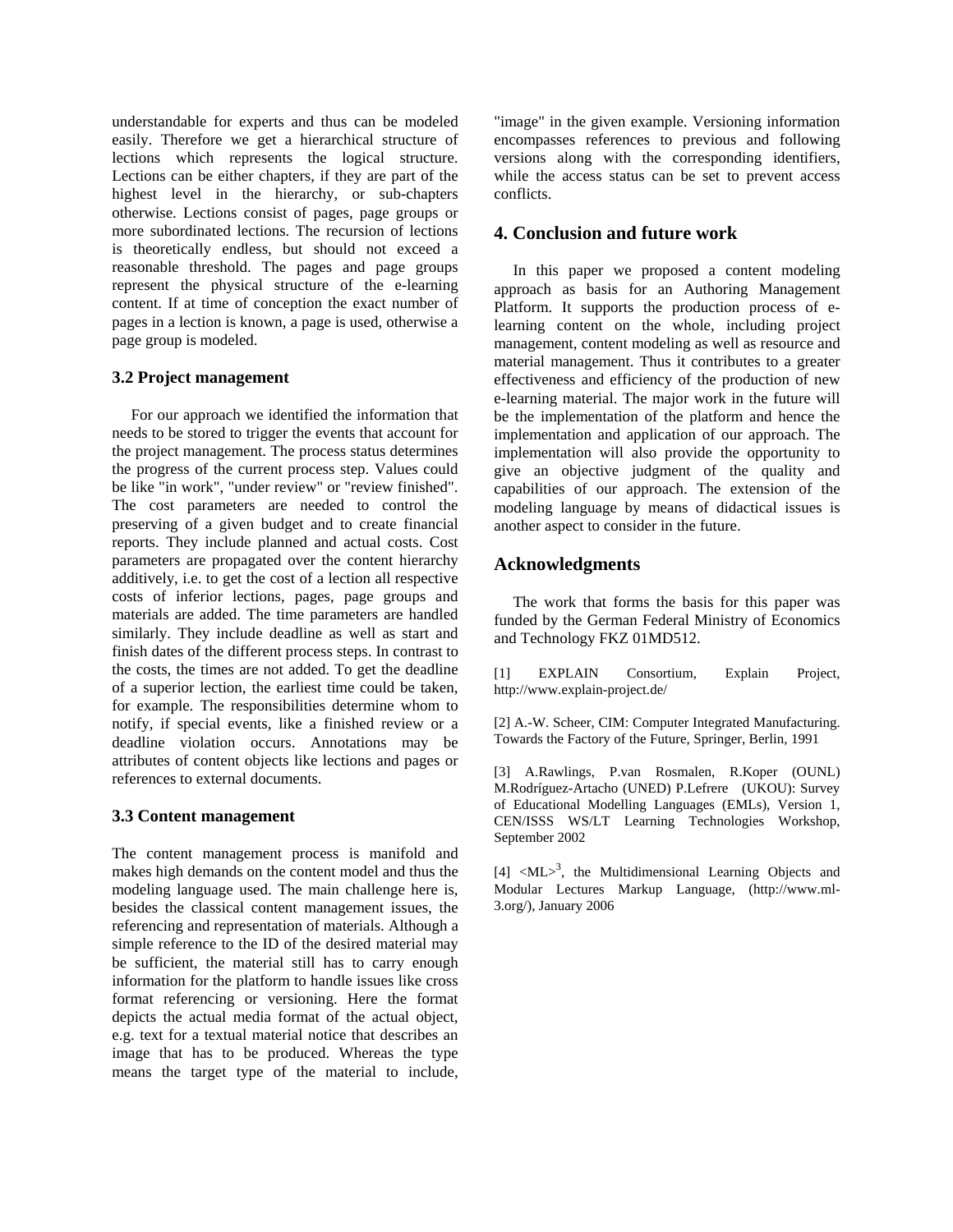understandable for experts and thus can be modeled easily. Therefore we get a hierarchical structure of lections which represents the logical structure. Lections can be either chapters, if they are part of the highest level in the hierarchy, or sub-chapters otherwise. Lections consist of pages, page groups or more subordinated lections. The recursion of lections is theoretically endless, but should not exceed a reasonable threshold. The pages and page groups represent the physical structure of the e-learning content. If at time of conception the exact number of pages in a lection is known, a page is used, otherwise a page group is modeled.

### 3.2 Project management

For our approach we identified the information that needs to be stored to trigger the events that account for the project management. The process status determines the progress of the current process step. Values could be like "in work", "under review" or "review finished". The cost parameters are needed to control the preserving of a given budget and to create financial reports. They include planned and actual costs. Cost parameters are propagated over the content hierarchy additively, i.e. to get the cost of a lection all respective costs of inferior lections, pages, page groups and materials are added. The time parameters are handled similarly. They include deadline as well as start and finish dates of the different process steps. In contrast to the costs, the times are not added. To get the deadline of a superior lection, the earliest time could be taken, for example. The responsibilities determine whom to notify, if special events, like a finished review or a deadline violation occurs. Annotations may be attributes of content objects like lections and pages or references to external documents.

### 3.3 Content management

The content management process is manifold and makes high demands on the content model and thus the modeling language used. The main challenge here is, besides the classical content management issues, the referencing and representation of materials. Although a simple reference to the ID of the desired material may be sufficient, the material still has to carry enough information for the platform to handle issues like cross format referencing or versioning. Here the format depicts the actual media format of the actual object, e.g. text for a textual material notice that describes an image that has to be produced. Whereas the type means the target type of the material to include, "image" in the given example. Versioning information encompasses references to previous and following versions along with the corresponding identifiers, while the access status can be set to prevent access conflicts.

## 4. Conclusion and future work

In this paper we proposed a content modeling approach as basis for an Authoring Management Platform. It supports the production process of e-learning content on the whole, including project management, content modeling as well as resource and material management. Thus it contributes to a greater effectiveness and efficiency of the production of new e-learning material. The major work in the future will be the implementation of the platform and hence the implementation and application of our approach. The implementation will also provide the opportunity to give an objective judgment of the quality and capabilities of our approach. The extension of the modeling language by means of didactical issues is another aspect to consider in the future.

## Acknowledgments

The work that forms the basis for this paper was funded by the German Federal Ministry of Economics and Technology FKZ 01MD512.

[1] EXPLAIN Consortium, Explain Project, http://www.explain-project.de/

[2] A.-W. Scheer, CIM: Computer Integrated Manufacturing. Towards the Factory of the Future, Springer, Berlin, 1991

[3] A.Rawlings, P.van Rosmalen, R.Koper (OUNL) M.Rodríguez-Artacho (UNED) P.Lefrere (UKOU): Survey of Educational Modelling Languages (EMLs), Version 1, CEN/ISSS WS/LT Learning Technologies Workshop, September 2002

[4] <ML>$^3$, the Multidimensional Learning Objects and Modular Lectures Markup Language, (http://www.ml-3.org/), January 2006